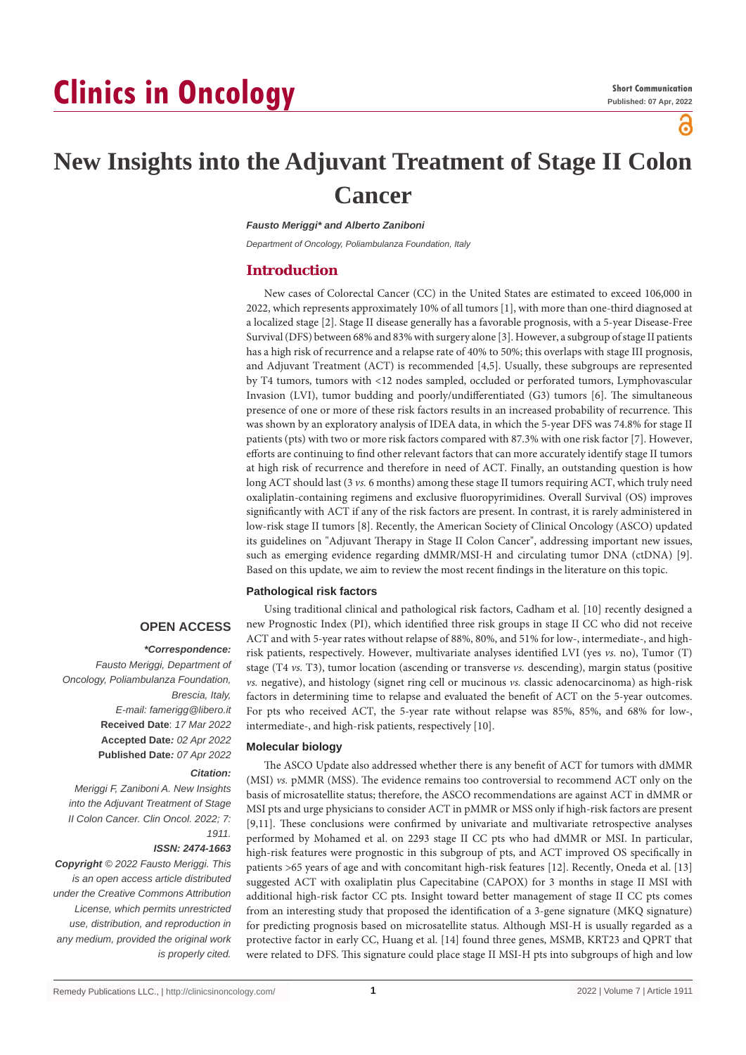# Clinics in Oncology

**Short Communication**
**Published: 07 Apr, 2022**

# New Insights into the Adjuvant Treatment of Stage II Colon Cancer

***Fausto Meriggi\* and Alberto Zaniboni***

*Department of Oncology, Poliambulanza Foundation, Italy*

## Introduction

New cases of Colorectal Cancer (CC) in the United States are estimated to exceed 106,000 in 2022, which represents approximately 10% of all tumors [1], with more than one-third diagnosed at a localized stage [2]. Stage II disease generally has a favorable prognosis, with a 5-year Disease-Free Survival (DFS) between 68% and 83% with surgery alone [3]. However, a subgroup of stage II patients has a high risk of recurrence and a relapse rate of 40% to 50%; this overlaps with stage III prognosis, and Adjuvant Treatment (ACT) is recommended [4,5]. Usually, these subgroups are represented by T4 tumors, tumors with <12 nodes sampled, occluded or perforated tumors, Lymphovascular Invasion (LVI), tumor budding and poorly/undifferentiated (G3) tumors [6]. The simultaneous presence of one or more of these risk factors results in an increased probability of recurrence. This was shown by an exploratory analysis of IDEA data, in which the 5-year DFS was 74.8% for stage II patients (pts) with two or more risk factors compared with 87.3% with one risk factor [7]. However, efforts are continuing to find other relevant factors that can more accurately identify stage II tumors at high risk of recurrence and therefore in need of ACT. Finally, an outstanding question is how long ACT should last (3 *vs.* 6 months) among these stage II tumors requiring ACT, which truly need oxaliplatin-containing regimens and exclusive fluoropyrimidines. Overall Survival (OS) improves significantly with ACT if any of the risk factors are present. In contrast, it is rarely administered in low-risk stage II tumors [8]. Recently, the American Society of Clinical Oncology (ASCO) updated its guidelines on "Adjuvant Therapy in Stage II Colon Cancer", addressing important new issues, such as emerging evidence regarding dMMR/MSI-H and circulating tumor DNA (ctDNA) [9]. Based on this update, we aim to review the most recent findings in the literature on this topic.

### Pathological risk factors

Using traditional clinical and pathological risk factors, Cadham et al. [10] recently designed a new Prognostic Index (PI), which identified three risk groups in stage II CC who did not receive ACT and with 5-year rates without relapse of 88%, 80%, and 51% for low-, intermediate-, and high-risk patients, respectively. However, multivariate analyses identified LVI (yes *vs.* no), Tumor (T) stage (T4 *vs.* T3), tumor location (ascending or transverse *vs.* descending), margin status (positive *vs.* negative), and histology (signet ring cell or mucinous *vs.* classic adenocarcinoma) as high-risk factors in determining time to relapse and evaluated the benefit of ACT on the 5-year outcomes. For pts who received ACT, the 5-year rate without relapse was 85%, 85%, and 68% for low-, intermediate-, and high-risk patients, respectively [10].

### Molecular biology

The ASCO Update also addressed whether there is any benefit of ACT for tumors with dMMR (MSI) *vs.* pMMR (MSS). The evidence remains too controversial to recommend ACT only on the basis of microsatellite status; therefore, the ASCO recommendations are against ACT in dMMR or MSI pts and urge physicians to consider ACT in pMMR or MSS only if high-risk factors are present [9,11]. These conclusions were confirmed by univariate and multivariate retrospective analyses performed by Mohamed et al. on 2293 stage II CC pts who had dMMR or MSI. In particular, high-risk features were prognostic in this subgroup of pts, and ACT improved OS specifically in patients >65 years of age and with concomitant high-risk features [12]. Recently, Oneda et al. [13] suggested ACT with oxaliplatin plus Capecitabine (CAPOX) for 3 months in stage II MSI with additional high-risk factor CC pts. Insight toward better management of stage II CC pts comes from an interesting study that proposed the identification of a 3-gene signature (MKQ signature) for predicting prognosis based on microsatellite status. Although MSI-H is usually regarded as a protective factor in early CC, Huang et al. [14] found three genes, MSMB, KRT23 and QPRT that were related to DFS. This signature could place stage II MSI-H pts into subgroups of high and low

**OPEN ACCESS**

***\*Correspondence:***

*Fausto Meriggi, Department of Oncology, Poliambulanza Foundation, Brescia, Italy,*
*E-mail: famerigg@libero.it*

**Received Date**: *17 Mar 2022*
**Accepted Date***: 02 Apr 2022*
**Published Date***: 07 Apr 2022*

***Citation:***

*Meriggi F, Zaniboni A. New Insights into the Adjuvant Treatment of Stage II Colon Cancer. Clin Oncol. 2022; 7: 1911.*

***ISSN: 2474-1663***

***Copyright** © 2022 Fausto Meriggi. This is an open access article distributed under the Creative Commons Attribution License, which permits unrestricted use, distribution, and reproduction in any medium, provided the original work is properly cited.*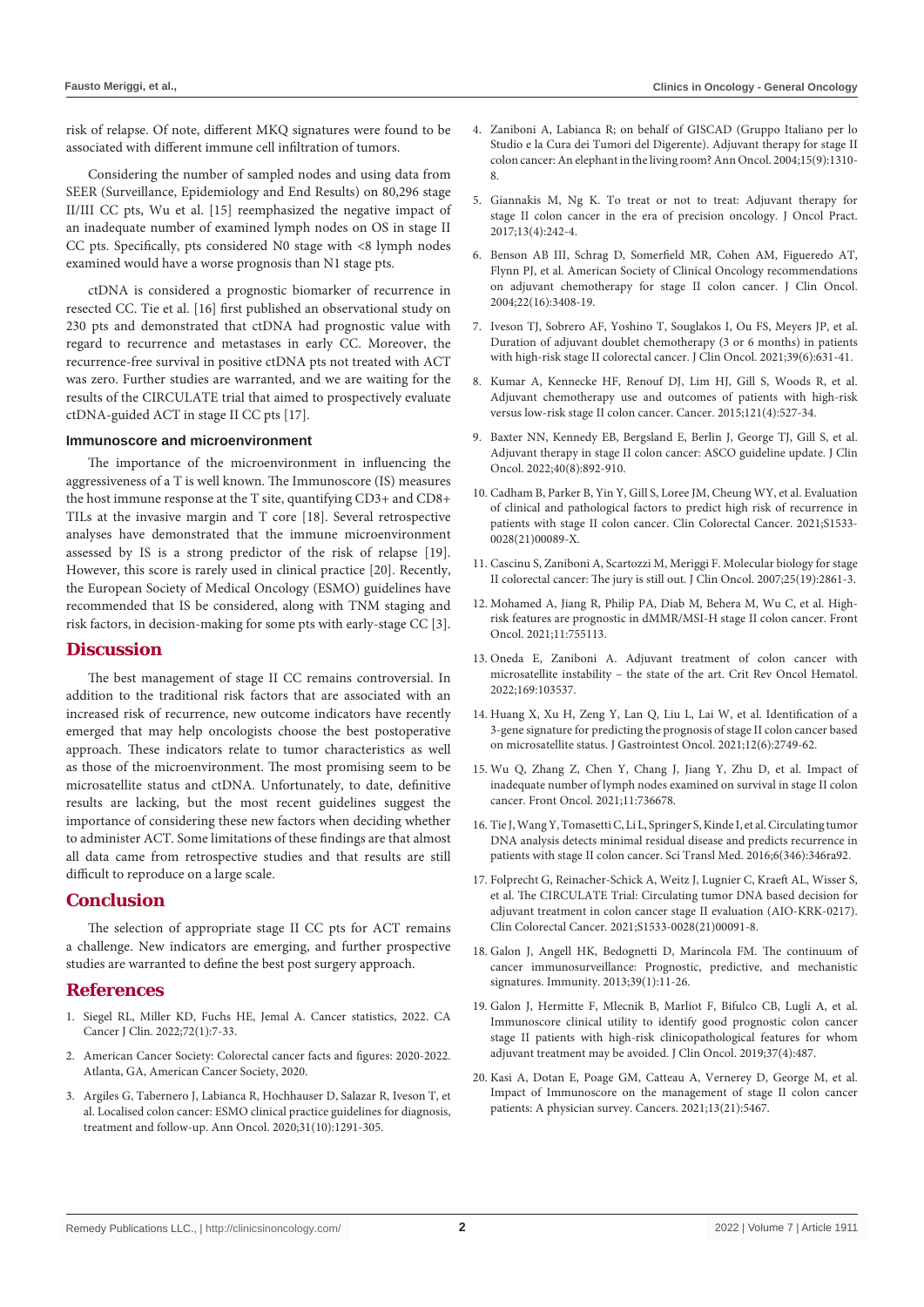risk of relapse. Of note, different MKQ signatures were found to be associated with different immune cell infiltration of tumors.

Considering the number of sampled nodes and using data from SEER (Surveillance, Epidemiology and End Results) on 80,296 stage II/III CC pts, Wu et al. [15] reemphasized the negative impact of an inadequate number of examined lymph nodes on OS in stage II CC pts. Specifically, pts considered N0 stage with <8 lymph nodes examined would have a worse prognosis than N1 stage pts.

ctDNA is considered a prognostic biomarker of recurrence in resected CC. Tie et al. [16] first published an observational study on 230 pts and demonstrated that ctDNA had prognostic value with regard to recurrence and metastases in early CC. Moreover, the recurrence-free survival in positive ctDNA pts not treated with ACT was zero. Further studies are warranted, and we are waiting for the results of the CIRCULATE trial that aimed to prospectively evaluate ctDNA-guided ACT in stage II CC pts [17].

### Immunoscore and microenvironment

The importance of the microenvironment in influencing the aggressiveness of a T is well known. The Immunoscore (IS) measures the host immune response at the T site, quantifying CD3+ and CD8+ TILs at the invasive margin and T core [18]. Several retrospective analyses have demonstrated that the immune microenvironment assessed by IS is a strong predictor of the risk of relapse [19]. However, this score is rarely used in clinical practice [20]. Recently, the European Society of Medical Oncology (ESMO) guidelines have recommended that IS be considered, along with TNM staging and risk factors, in decision-making for some pts with early-stage CC [3].

## Discussion

The best management of stage II CC remains controversial. In addition to the traditional risk factors that are associated with an increased risk of recurrence, new outcome indicators have recently emerged that may help oncologists choose the best postoperative approach. These indicators relate to tumor characteristics as well as those of the microenvironment. The most promising seem to be microsatellite status and ctDNA. Unfortunately, to date, definitive results are lacking, but the most recent guidelines suggest the importance of considering these new factors when deciding whether to administer ACT. Some limitations of these findings are that almost all data came from retrospective studies and that results are still difficult to reproduce on a large scale.

## Conclusion

The selection of appropriate stage II CC pts for ACT remains a challenge. New indicators are emerging, and further prospective studies are warranted to define the best post surgery approach.

## References

1. Siegel RL, Miller KD, Fuchs HE, Jemal A. Cancer statistics, 2022. CA Cancer J Clin. 2022;72(1):7-33.
2. American Cancer Society: Colorectal cancer facts and figures: 2020-2022. Atlanta, GA, American Cancer Society, 2020.
3. Argiles G, Tabernero J, Labianca R, Hochhauser D, Salazar R, Iveson T, et al. Localised colon cancer: ESMO clinical practice guidelines for diagnosis, treatment and follow-up. Ann Oncol. 2020;31(10):1291-305.
4. Zaniboni A, Labianca R; on behalf of GISCAD (Gruppo Italiano per lo Studio e la Cura dei Tumori del Digerente). Adjuvant therapy for stage II colon cancer: An elephant in the living room? Ann Oncol. 2004;15(9):1310-8.
5. Giannakis M, Ng K. To treat or not to treat: Adjuvant therapy for stage II colon cancer in the era of precision oncology. J Oncol Pract. 2017;13(4):242-4.
6. Benson AB III, Schrag D, Somerfield MR, Cohen AM, Figueredo AT, Flynn PJ, et al. American Society of Clinical Oncology recommendations on adjuvant chemotherapy for stage II colon cancer. J Clin Oncol. 2004;22(16):3408-19.
7. Iveson TJ, Sobrero AF, Yoshino T, Souglakos I, Ou FS, Meyers JP, et al. Duration of adjuvant doublet chemotherapy (3 or 6 months) in patients with high-risk stage II colorectal cancer. J Clin Oncol. 2021;39(6):631-41.
8. Kumar A, Kennecke HF, Renouf DJ, Lim HJ, Gill S, Woods R, et al. Adjuvant chemotherapy use and outcomes of patients with high-risk versus low-risk stage II colon cancer. Cancer. 2015;121(4):527-34.
9. Baxter NN, Kennedy EB, Bergsland E, Berlin J, George TJ, Gill S, et al. Adjuvant therapy in stage II colon cancer: ASCO guideline update. J Clin Oncol. 2022;40(8):892-910.
10. Cadham B, Parker B, Yin Y, Gill S, Loree JM, Cheung WY, et al. Evaluation of clinical and pathological factors to predict high risk of recurrence in patients with stage II colon cancer. Clin Colorectal Cancer. 2021;S1533-0028(21)00089-X.
11. Cascinu S, Zaniboni A, Scartozzi M, Meriggi F. Molecular biology for stage II colorectal cancer: The jury is still out. J Clin Oncol. 2007;25(19):2861-3.
12. Mohamed A, Jiang R, Philip PA, Diab M, Behera M, Wu C, et al. High-risk features are prognostic in dMMR/MSI-H stage II colon cancer. Front Oncol. 2021;11:755113.
13. Oneda E, Zaniboni A. Adjuvant treatment of colon cancer with microsatellite instability – the state of the art. Crit Rev Oncol Hematol. 2022;169:103537.
14. Huang X, Xu H, Zeng Y, Lan Q, Liu L, Lai W, et al. Identification of a 3-gene signature for predicting the prognosis of stage II colon cancer based on microsatellite status. J Gastrointest Oncol. 2021;12(6):2749-62.
15. Wu Q, Zhang Z, Chen Y, Chang J, Jiang Y, Zhu D, et al. Impact of inadequate number of lymph nodes examined on survival in stage II colon cancer. Front Oncol. 2021;11:736678.
16. Tie J, Wang Y, Tomasetti C, Li L, Springer S, Kinde I, et al. Circulating tumor DNA analysis detects minimal residual disease and predicts recurrence in patients with stage II colon cancer. Sci Transl Med. 2016;6(346):346ra92.
17. Folprecht G, Reinacher-Schick A, Weitz J, Lugnier C, Kraeft AL, Wisser S, et al. The CIRCULATE Trial: Circulating tumor DNA based decision for adjuvant treatment in colon cancer stage II evaluation (AIO-KRK-0217). Clin Colorectal Cancer. 2021;S1533-0028(21)00091-8.
18. Galon J, Angell HK, Bedognetti D, Marincola FM. The continuum of cancer immunosurveillance: Prognostic, predictive, and mechanistic signatures. Immunity. 2013;39(1):11-26.
19. Galon J, Hermitte F, Mlecnik B, Marliot F, Bifulco CB, Lugli A, et al. Immunoscore clinical utility to identify good prognostic colon cancer stage II patients with high-risk clinicopathological features for whom adjuvant treatment may be avoided. J Clin Oncol. 2019;37(4):487.
20. Kasi A, Dotan E, Poage GM, Catteau A, Vernerey D, George M, et al. Impact of Immunoscore on the management of stage II colon cancer patients: A physician survey. Cancers. 2021;13(21):5467.